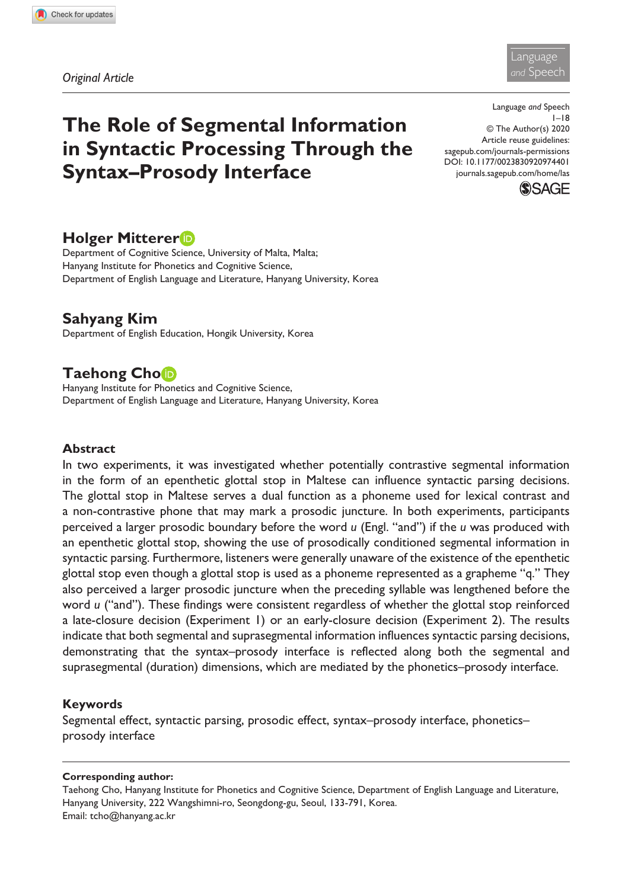*Original Article*

# The Role of Segmental Information in Syntactic Processing Through the Syntax–Prosody Interface

Language *and* Speech
1–18
© The Author(s) 2020
Article reuse guidelines:
sagepub.com/journals-permissions
DOI: 10.1177/0023830920974401
journals.sagepub.com/home/las

**Holger Mitterer**
Department of Cognitive Science, University of Malta, Malta;
Hanyang Institute for Phonetics and Cognitive Science,
Department of English Language and Literature, Hanyang University, Korea

**Sahyang Kim**
Department of English Education, Hongik University, Korea

**Taehong Cho**
Hanyang Institute for Phonetics and Cognitive Science,
Department of English Language and Literature, Hanyang University, Korea

## Abstract

In two experiments, it was investigated whether potentially contrastive segmental information in the form of an epenthetic glottal stop in Maltese can influence syntactic parsing decisions. The glottal stop in Maltese serves a dual function as a phoneme used for lexical contrast and a non-contrastive phone that may mark a prosodic juncture. In both experiments, participants perceived a larger prosodic boundary before the word *u* (Engl. "and") if the *u* was produced with an epenthetic glottal stop, showing the use of prosodically conditioned segmental information in syntactic parsing. Furthermore, listeners were generally unaware of the existence of the epenthetic glottal stop even though a glottal stop is used as a phoneme represented as a grapheme "q." They also perceived a larger prosodic juncture when the preceding syllable was lengthened before the word *u* ("and"). These findings were consistent regardless of whether the glottal stop reinforced a late-closure decision (Experiment 1) or an early-closure decision (Experiment 2). The results indicate that both segmental and suprasegmental information influences syntactic parsing decisions, demonstrating that the syntax–prosody interface is reflected along both the segmental and suprasegmental (duration) dimensions, which are mediated by the phonetics–prosody interface.

## Keywords

Segmental effect, syntactic parsing, prosodic effect, syntax–prosody interface, phonetics–prosody interface

---

**Corresponding author:**
Taehong Cho, Hanyang Institute for Phonetics and Cognitive Science, Department of English Language and Literature, Hanyang University, 222 Wangshimni-ro, Seongdong-gu, Seoul, 133-791, Korea.
Email: tcho@hanyang.ac.kr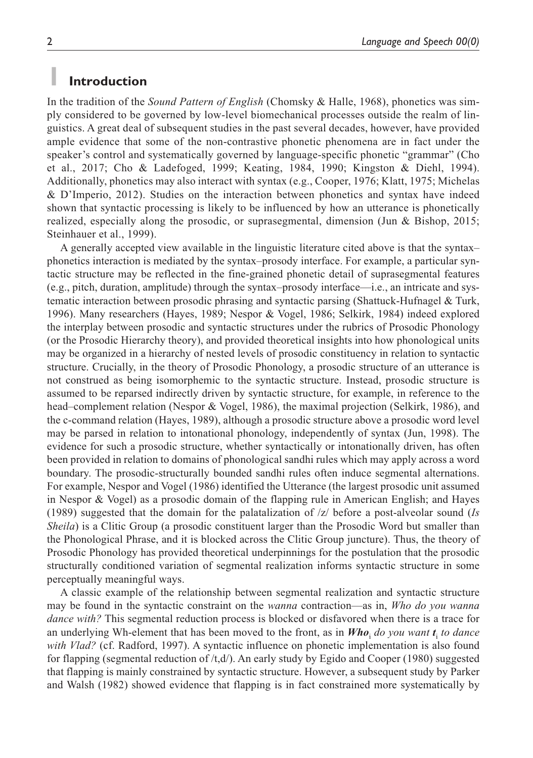## 1 Introduction

In the tradition of the *Sound Pattern of English* (Chomsky & Halle, 1968), phonetics was simply considered to be governed by low-level biomechanical processes outside the realm of linguistics. A great deal of subsequent studies in the past several decades, however, have provided ample evidence that some of the non-contrastive phonetic phenomena are in fact under the speaker's control and systematically governed by language-specific phonetic "grammar" (Cho et al., 2017; Cho & Ladefoged, 1999; Keating, 1984, 1990; Kingston & Diehl, 1994). Additionally, phonetics may also interact with syntax (e.g., Cooper, 1976; Klatt, 1975; Michelas & D'Imperio, 2012). Studies on the interaction between phonetics and syntax have indeed shown that syntactic processing is likely to be influenced by how an utterance is phonetically realized, especially along the prosodic, or suprasegmental, dimension (Jun & Bishop, 2015; Steinhauer et al., 1999).

A generally accepted view available in the linguistic literature cited above is that the syntax–phonetics interaction is mediated by the syntax–prosody interface. For example, a particular syntactic structure may be reflected in the fine-grained phonetic detail of suprasegmental features (e.g., pitch, duration, amplitude) through the syntax–prosody interface—i.e., an intricate and systematic interaction between prosodic phrasing and syntactic parsing (Shattuck-Hufnagel & Turk, 1996). Many researchers (Hayes, 1989; Nespor & Vogel, 1986; Selkirk, 1984) indeed explored the interplay between prosodic and syntactic structures under the rubrics of Prosodic Phonology (or the Prosodic Hierarchy theory), and provided theoretical insights into how phonological units may be organized in a hierarchy of nested levels of prosodic constituency in relation to syntactic structure. Crucially, in the theory of Prosodic Phonology, a prosodic structure of an utterance is not construed as being isomorphemic to the syntactic structure. Instead, prosodic structure is assumed to be reparsed indirectly driven by syntactic structure, for example, in reference to the head–complement relation (Nespor & Vogel, 1986), the maximal projection (Selkirk, 1986), and the c-command relation (Hayes, 1989), although a prosodic structure above a prosodic word level may be parsed in relation to intonational phonology, independently of syntax (Jun, 1998). The evidence for such a prosodic structure, whether syntactically or intonationally driven, has often been provided in relation to domains of phonological sandhi rules which may apply across a word boundary. The prosodic-structurally bounded sandhi rules often induce segmental alternations. For example, Nespor and Vogel (1986) identified the Utterance (the largest prosodic unit assumed in Nespor & Vogel) as a prosodic domain of the flapping rule in American English; and Hayes (1989) suggested that the domain for the palatalization of /z/ before a post-alveolar sound (*Is Sheila*) is a Clitic Group (a prosodic constituent larger than the Prosodic Word but smaller than the Phonological Phrase, and it is blocked across the Clitic Group juncture). Thus, the theory of Prosodic Phonology has provided theoretical underpinnings for the postulation that the prosodic structurally conditioned variation of segmental realization informs syntactic structure in some perceptually meaningful ways.

A classic example of the relationship between segmental realization and syntactic structure may be found in the syntactic constraint on the *wanna* contraction—as in, *Who do you wanna dance with?* This segmental reduction process is blocked or disfavored when there is a trace for an underlying Wh-element that has been moved to the front, as in ***Who***$_i$ *do you want* ***t***$_i$ *to dance with Vlad?* (cf. Radford, 1997). A syntactic influence on phonetic implementation is also found for flapping (segmental reduction of /t,d/). An early study by Egido and Cooper (1980) suggested that flapping is mainly constrained by syntactic structure. However, a subsequent study by Parker and Walsh (1982) showed evidence that flapping is in fact constrained more systematically by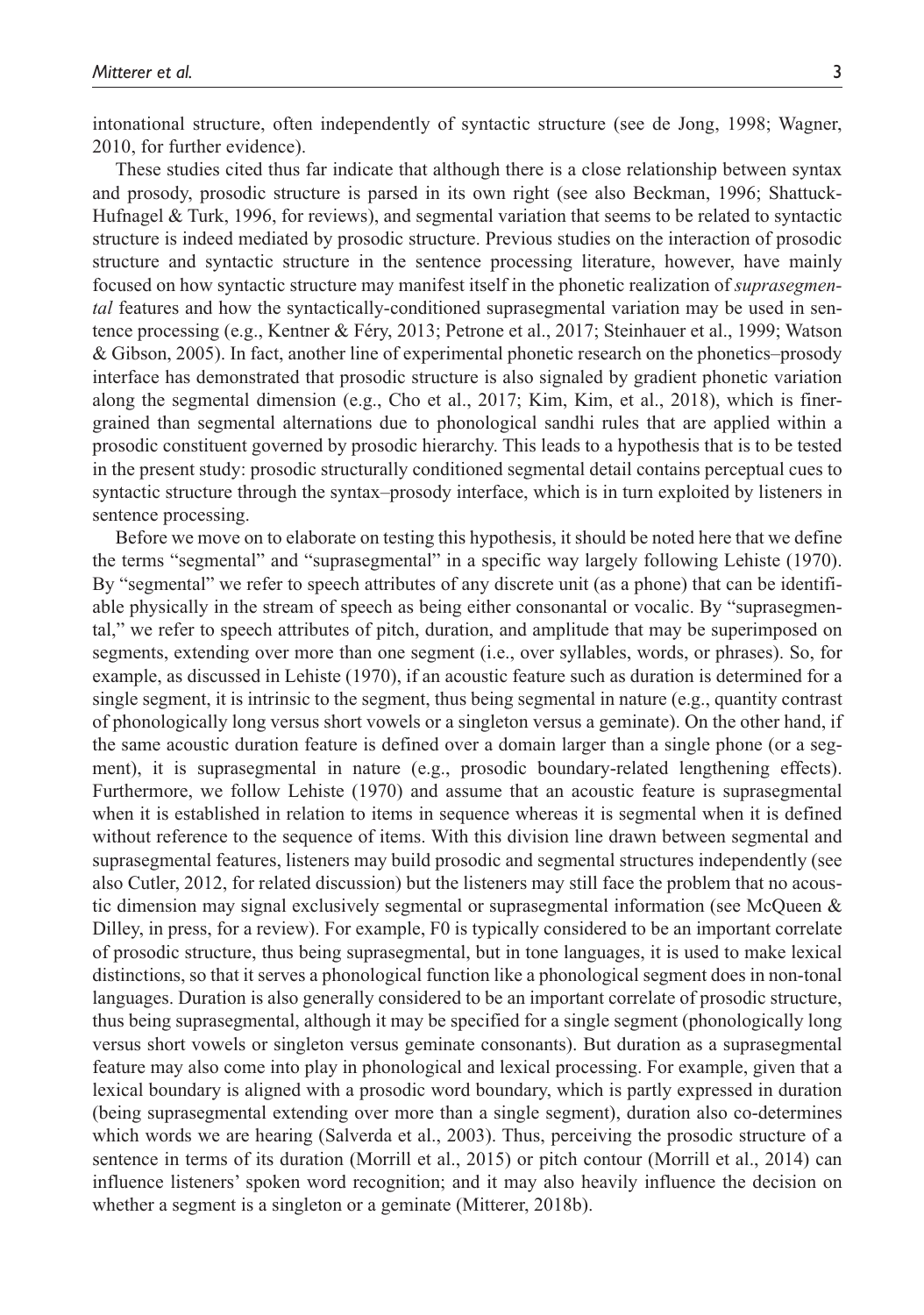intonational structure, often independently of syntactic structure (see de Jong, 1998; Wagner, 2010, for further evidence).

These studies cited thus far indicate that although there is a close relationship between syntax and prosody, prosodic structure is parsed in its own right (see also Beckman, 1996; Shattuck-Hufnagel & Turk, 1996, for reviews), and segmental variation that seems to be related to syntactic structure is indeed mediated by prosodic structure. Previous studies on the interaction of prosodic structure and syntactic structure in the sentence processing literature, however, have mainly focused on how syntactic structure may manifest itself in the phonetic realization of *suprasegmental* features and how the syntactically-conditioned suprasegmental variation may be used in sentence processing (e.g., Kentner & Féry, 2013; Petrone et al., 2017; Steinhauer et al., 1999; Watson & Gibson, 2005). In fact, another line of experimental phonetic research on the phonetics–prosody interface has demonstrated that prosodic structure is also signaled by gradient phonetic variation along the segmental dimension (e.g., Cho et al., 2017; Kim, Kim, et al., 2018), which is finer-grained than segmental alternations due to phonological sandhi rules that are applied within a prosodic constituent governed by prosodic hierarchy. This leads to a hypothesis that is to be tested in the present study: prosodic structurally conditioned segmental detail contains perceptual cues to syntactic structure through the syntax–prosody interface, which is in turn exploited by listeners in sentence processing.

Before we move on to elaborate on testing this hypothesis, it should be noted here that we define the terms "segmental" and "suprasegmental" in a specific way largely following Lehiste (1970). By "segmental" we refer to speech attributes of any discrete unit (as a phone) that can be identifiable physically in the stream of speech as being either consonantal or vocalic. By "suprasegmental," we refer to speech attributes of pitch, duration, and amplitude that may be superimposed on segments, extending over more than one segment (i.e., over syllables, words, or phrases). So, for example, as discussed in Lehiste (1970), if an acoustic feature such as duration is determined for a single segment, it is intrinsic to the segment, thus being segmental in nature (e.g., quantity contrast of phonologically long versus short vowels or a singleton versus a geminate). On the other hand, if the same acoustic duration feature is defined over a domain larger than a single phone (or a segment), it is suprasegmental in nature (e.g., prosodic boundary-related lengthening effects). Furthermore, we follow Lehiste (1970) and assume that an acoustic feature is suprasegmental when it is established in relation to items in sequence whereas it is segmental when it is defined without reference to the sequence of items. With this division line drawn between segmental and suprasegmental features, listeners may build prosodic and segmental structures independently (see also Cutler, 2012, for related discussion) but the listeners may still face the problem that no acoustic dimension may signal exclusively segmental or suprasegmental information (see McQueen & Dilley, in press, for a review). For example, F0 is typically considered to be an important correlate of prosodic structure, thus being suprasegmental, but in tone languages, it is used to make lexical distinctions, so that it serves a phonological function like a phonological segment does in non-tonal languages. Duration is also generally considered to be an important correlate of prosodic structure, thus being suprasegmental, although it may be specified for a single segment (phonologically long versus short vowels or singleton versus geminate consonants). But duration as a suprasegmental feature may also come into play in phonological and lexical processing. For example, given that a lexical boundary is aligned with a prosodic word boundary, which is partly expressed in duration (being suprasegmental extending over more than a single segment), duration also co-determines which words we are hearing (Salverda et al., 2003). Thus, perceiving the prosodic structure of a sentence in terms of its duration (Morrill et al., 2015) or pitch contour (Morrill et al., 2014) can influence listeners' spoken word recognition; and it may also heavily influence the decision on whether a segment is a singleton or a geminate (Mitterer, 2018b).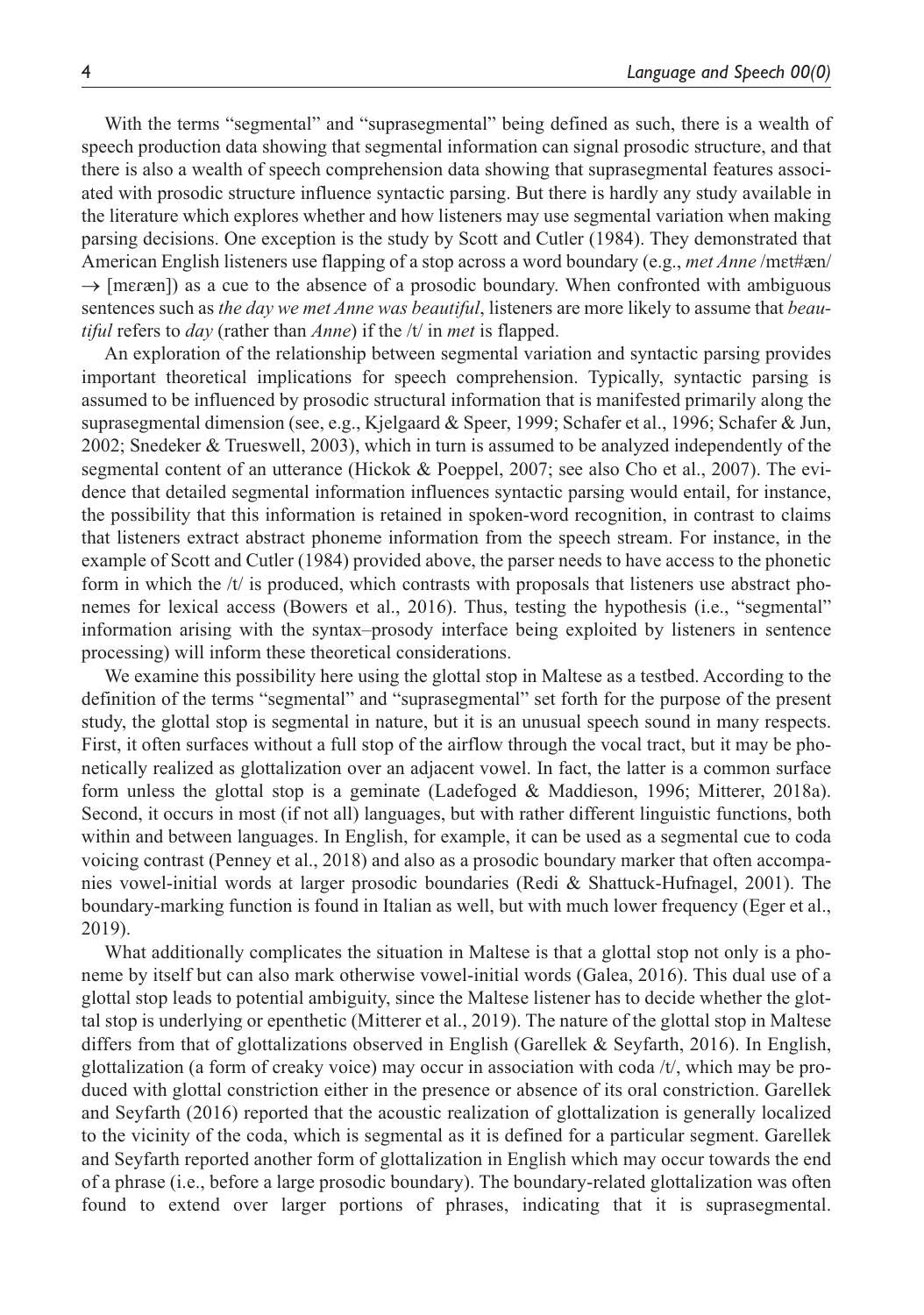With the terms "segmental" and "suprasegmental" being defined as such, there is a wealth of speech production data showing that segmental information can signal prosodic structure, and that there is also a wealth of speech comprehension data showing that suprasegmental features associated with prosodic structure influence syntactic parsing. But there is hardly any study available in the literature which explores whether and how listeners may use segmental variation when making parsing decisions. One exception is the study by Scott and Cutler (1984). They demonstrated that American English listeners use flapping of a stop across a word boundary (e.g., *met Anne* /mɛt#æn/ → [mɛɾæn]) as a cue to the absence of a prosodic boundary. When confronted with ambiguous sentences such as *the day we met Anne was beautiful*, listeners are more likely to assume that *beautiful* refers to *day* (rather than *Anne*) if the /t/ in *met* is flapped.

An exploration of the relationship between segmental variation and syntactic parsing provides important theoretical implications for speech comprehension. Typically, syntactic parsing is assumed to be influenced by prosodic structural information that is manifested primarily along the suprasegmental dimension (see, e.g., Kjelgaard & Speer, 1999; Schafer et al., 1996; Schafer & Jun, 2002; Snedeker & Trueswell, 2003), which in turn is assumed to be analyzed independently of the segmental content of an utterance (Hickok & Poeppel, 2007; see also Cho et al., 2007). The evidence that detailed segmental information influences syntactic parsing would entail, for instance, the possibility that this information is retained in spoken-word recognition, in contrast to claims that listeners extract abstract phoneme information from the speech stream. For instance, in the example of Scott and Cutler (1984) provided above, the parser needs to have access to the phonetic form in which the /t/ is produced, which contrasts with proposals that listeners use abstract phonemes for lexical access (Bowers et al., 2016). Thus, testing the hypothesis (i.e., "segmental" information arising with the syntax–prosody interface being exploited by listeners in sentence processing) will inform these theoretical considerations.

We examine this possibility here using the glottal stop in Maltese as a testbed. According to the definition of the terms "segmental" and "suprasegmental" set forth for the purpose of the present study, the glottal stop is segmental in nature, but it is an unusual speech sound in many respects. First, it often surfaces without a full stop of the airflow through the vocal tract, but it may be phonetically realized as glottalization over an adjacent vowel. In fact, the latter is a common surface form unless the glottal stop is a geminate (Ladefoged & Maddieson, 1996; Mitterer, 2018a). Second, it occurs in most (if not all) languages, but with rather different linguistic functions, both within and between languages. In English, for example, it can be used as a segmental cue to coda voicing contrast (Penney et al., 2018) and also as a prosodic boundary marker that often accompanies vowel-initial words at larger prosodic boundaries (Redi & Shattuck-Hufnagel, 2001). The boundary-marking function is found in Italian as well, but with much lower frequency (Eger et al., 2019).

What additionally complicates the situation in Maltese is that a glottal stop not only is a phoneme by itself but can also mark otherwise vowel-initial words (Galea, 2016). This dual use of a glottal stop leads to potential ambiguity, since the Maltese listener has to decide whether the glottal stop is underlying or epenthetic (Mitterer et al., 2019). The nature of the glottal stop in Maltese differs from that of glottalizations observed in English (Garellek & Seyfarth, 2016). In English, glottalization (a form of creaky voice) may occur in association with coda /t/, which may be produced with glottal constriction either in the presence or absence of its oral constriction. Garellek and Seyfarth (2016) reported that the acoustic realization of glottalization is generally localized to the vicinity of the coda, which is segmental as it is defined for a particular segment. Garellek and Seyfarth reported another form of glottalization in English which may occur towards the end of a phrase (i.e., before a large prosodic boundary). The boundary-related glottalization was often found to extend over larger portions of phrases, indicating that it is suprasegmental.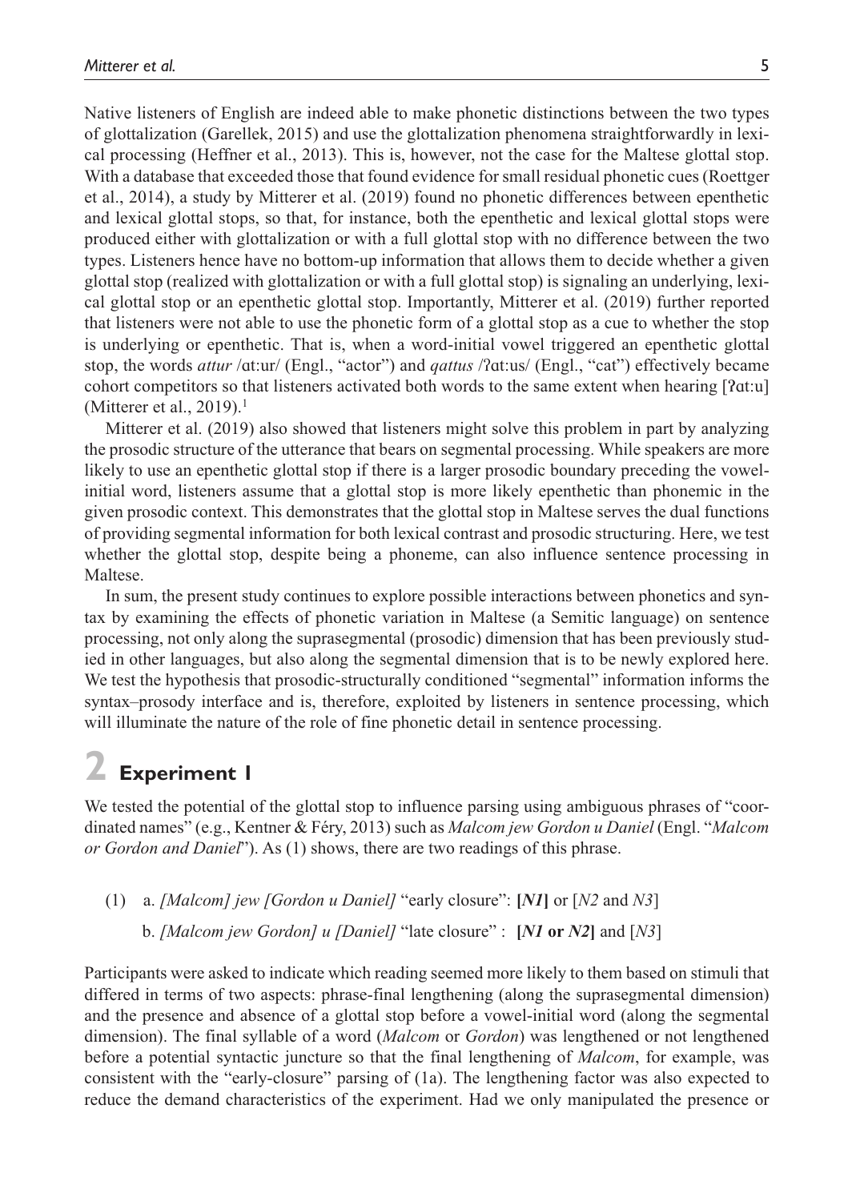Native listeners of English are indeed able to make phonetic distinctions between the two types of glottalization (Garellek, 2015) and use the glottalization phenomena straightforwardly in lexical processing (Heffner et al., 2013). This is, however, not the case for the Maltese glottal stop. With a database that exceeded those that found evidence for small residual phonetic cues (Roettger et al., 2014), a study by Mitterer et al. (2019) found no phonetic differences between epenthetic and lexical glottal stops, so that, for instance, both the epenthetic and lexical glottal stops were produced either with glottalization or with a full glottal stop with no difference between the two types. Listeners hence have no bottom-up information that allows them to decide whether a given glottal stop (realized with glottalization or with a full glottal stop) is signaling an underlying, lexical glottal stop or an epenthetic glottal stop. Importantly, Mitterer et al. (2019) further reported that listeners were not able to use the phonetic form of a glottal stop as a cue to whether the stop is underlying or epenthetic. That is, when a word-initial vowel triggered an epenthetic glottal stop, the words *attur* /ɑtːur/ (Engl., "actor") and *qattus* /ʔɑtːus/ (Engl., "cat") effectively became cohort competitors so that listeners activated both words to the same extent when hearing [ʔɑtːu] (Mitterer et al., 2019).[1]

Mitterer et al. (2019) also showed that listeners might solve this problem in part by analyzing the prosodic structure of the utterance that bears on segmental processing. While speakers are more likely to use an epenthetic glottal stop if there is a larger prosodic boundary preceding the vowel-initial word, listeners assume that a glottal stop is more likely epenthetic than phonemic in the given prosodic context. This demonstrates that the glottal stop in Maltese serves the dual functions of providing segmental information for both lexical contrast and prosodic structuring. Here, we test whether the glottal stop, despite being a phoneme, can also influence sentence processing in Maltese.

In sum, the present study continues to explore possible interactions between phonetics and syntax by examining the effects of phonetic variation in Maltese (a Semitic language) on sentence processing, not only along the suprasegmental (prosodic) dimension that has been previously studied in other languages, but also along the segmental dimension that is to be newly explored here. We test the hypothesis that prosodic-structurally conditioned "segmental" information informs the syntax–prosody interface and is, therefore, exploited by listeners in sentence processing, which will illuminate the nature of the role of fine phonetic detail in sentence processing.

# 2 Experiment 1

We tested the potential of the glottal stop to influence parsing using ambiguous phrases of "coordinated names" (e.g., Kentner & Féry, 2013) such as *Malcom jew Gordon u Daniel* (Engl. "*Malcom or Gordon and Daniel*"). As (1) shows, there are two readings of this phrase.

(1) a. *[Malcom] jew [Gordon u Daniel]* "early closure": **[*N1*]** or [*N2* and *N3*]

b. *[Malcom jew Gordon] u [Daniel]* "late closure" : **[*N1* or *N2*]** and [*N3*]

Participants were asked to indicate which reading seemed more likely to them based on stimuli that differed in terms of two aspects: phrase-final lengthening (along the suprasegmental dimension) and the presence and absence of a glottal stop before a vowel-initial word (along the segmental dimension). The final syllable of a word (*Malcom* or *Gordon*) was lengthened or not lengthened before a potential syntactic juncture so that the final lengthening of *Malcom*, for example, was consistent with the "early-closure" parsing of (1a). The lengthening factor was also expected to reduce the demand characteristics of the experiment. Had we only manipulated the presence or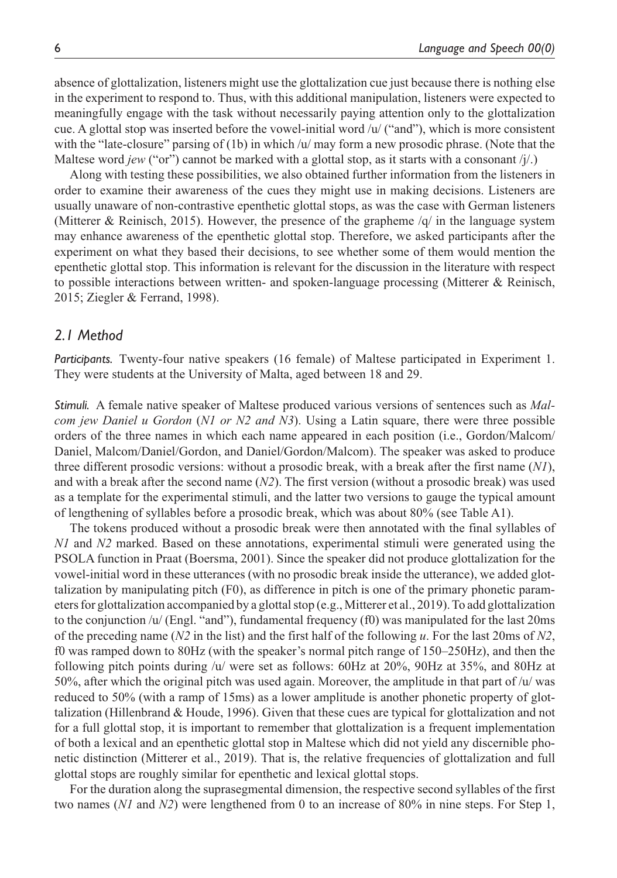absence of glottalization, listeners might use the glottalization cue just because there is nothing else in the experiment to respond to. Thus, with this additional manipulation, listeners were expected to meaningfully engage with the task without necessarily paying attention only to the glottalization cue. A glottal stop was inserted before the vowel-initial word /u/ ("and"), which is more consistent with the "late-closure" parsing of (1b) in which /u/ may form a new prosodic phrase. (Note that the Maltese word *jew* ("or") cannot be marked with a glottal stop, as it starts with a consonant /j/.)

Along with testing these possibilities, we also obtained further information from the listeners in order to examine their awareness of the cues they might use in making decisions. Listeners are usually unaware of non-contrastive epenthetic glottal stops, as was the case with German listeners (Mitterer & Reinisch, 2015). However, the presence of the grapheme /q/ in the language system may enhance awareness of the epenthetic glottal stop. Therefore, we asked participants after the experiment on what they based their decisions, to see whether some of them would mention the epenthetic glottal stop. This information is relevant for the discussion in the literature with respect to possible interactions between written- and spoken-language processing (Mitterer & Reinisch, 2015; Ziegler & Ferrand, 1998).

## *2.1 Method*

***Participants.*** Twenty-four native speakers (16 female) of Maltese participated in Experiment 1. They were students at the University of Malta, aged between 18 and 29.

***Stimuli.*** A female native speaker of Maltese produced various versions of sentences such as *Malcom jew Daniel u Gordon* (*N1 or N2 and N3*). Using a Latin square, there were three possible orders of the three names in which each name appeared in each position (i.e., Gordon/Malcom/Daniel, Malcom/Daniel/Gordon, and Daniel/Gordon/Malcom). The speaker was asked to produce three different prosodic versions: without a prosodic break, with a break after the first name (*N1*), and with a break after the second name (*N2*). The first version (without a prosodic break) was used as a template for the experimental stimuli, and the latter two versions to gauge the typical amount of lengthening of syllables before a prosodic break, which was about 80% (see Table A1).

The tokens produced without a prosodic break were then annotated with the final syllables of *N1* and *N2* marked. Based on these annotations, experimental stimuli were generated using the PSOLA function in Praat (Boersma, 2001). Since the speaker did not produce glottalization for the vowel-initial word in these utterances (with no prosodic break inside the utterance), we added glottalization by manipulating pitch (F0), as difference in pitch is one of the primary phonetic parameters for glottalization accompanied by a glottal stop (e.g., Mitterer et al., 2019). To add glottalization to the conjunction /u/ (Engl. "and"), fundamental frequency (f0) was manipulated for the last 20ms of the preceding name (*N2* in the list) and the first half of the following *u*. For the last 20ms of *N2*, f0 was ramped down to 80Hz (with the speaker's normal pitch range of 150–250Hz), and then the following pitch points during /u/ were set as follows: 60Hz at 20%, 90Hz at 35%, and 80Hz at 50%, after which the original pitch was used again. Moreover, the amplitude in that part of /u/ was reduced to 50% (with a ramp of 15ms) as a lower amplitude is another phonetic property of glottalization (Hillenbrand & Houde, 1996). Given that these cues are typical for glottalization and not for a full glottal stop, it is important to remember that glottalization is a frequent implementation of both a lexical and an epenthetic glottal stop in Maltese which did not yield any discernible phonetic distinction (Mitterer et al., 2019). That is, the relative frequencies of glottalization and full glottal stops are roughly similar for epenthetic and lexical glottal stops.

For the duration along the suprasegmental dimension, the respective second syllables of the first two names (*N1* and *N2*) were lengthened from 0 to an increase of 80% in nine steps. For Step 1,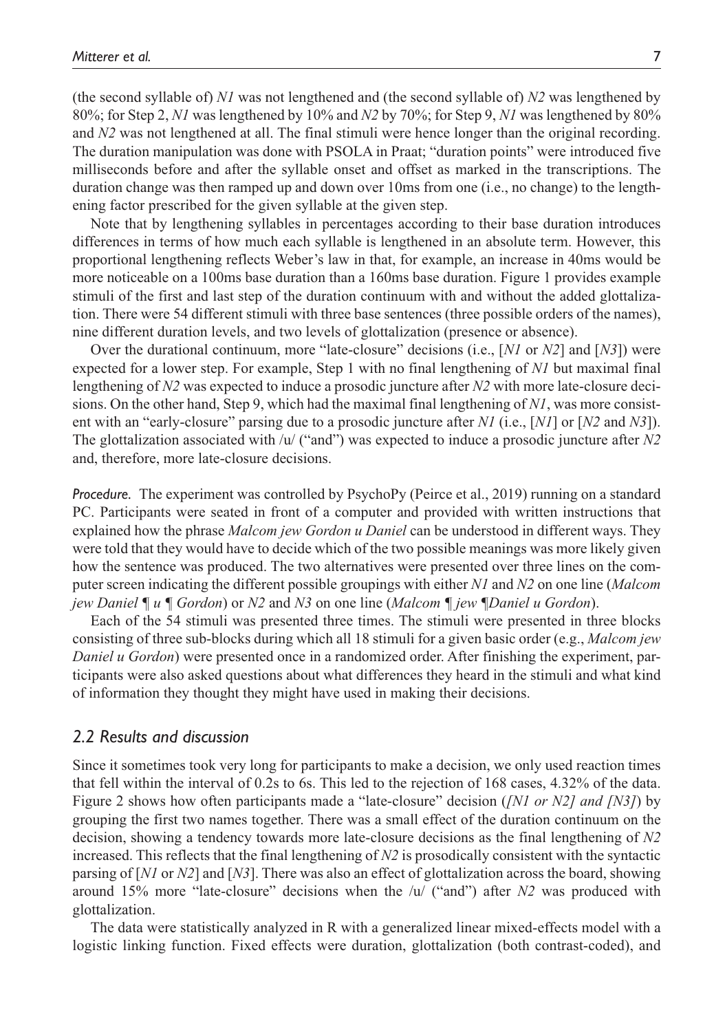(the second syllable of) *N1* was not lengthened and (the second syllable of) *N2* was lengthened by 80%; for Step 2, *N1* was lengthened by 10% and *N2* by 70%; for Step 9, *N1* was lengthened by 80% and *N2* was not lengthened at all. The final stimuli were hence longer than the original recording. The duration manipulation was done with PSOLA in Praat; "duration points" were introduced five milliseconds before and after the syllable onset and offset as marked in the transcriptions. The duration change was then ramped up and down over 10ms from one (i.e., no change) to the lengthening factor prescribed for the given syllable at the given step.

Note that by lengthening syllables in percentages according to their base duration introduces differences in terms of how much each syllable is lengthened in an absolute term. However, this proportional lengthening reflects Weber's law in that, for example, an increase in 40ms would be more noticeable on a 100ms base duration than a 160ms base duration. Figure 1 provides example stimuli of the first and last step of the duration continuum with and without the added glottalization. There were 54 different stimuli with three base sentences (three possible orders of the names), nine different duration levels, and two levels of glottalization (presence or absence).

Over the durational continuum, more "late-closure" decisions (i.e., [*N1* or *N2*] and [*N3*]) were expected for a lower step. For example, Step 1 with no final lengthening of *N1* but maximal final lengthening of *N2* was expected to induce a prosodic juncture after *N2* with more late-closure decisions. On the other hand, Step 9, which had the maximal final lengthening of *N1*, was more consistent with an "early-closure" parsing due to a prosodic juncture after *N1* (i.e., [*N1*] or [*N2* and *N3*]). The glottalization associated with /u/ ("and") was expected to induce a prosodic juncture after *N2* and, therefore, more late-closure decisions.

*Procedure.* The experiment was controlled by PsychoPy (Peirce et al., 2019) running on a standard PC. Participants were seated in front of a computer and provided with written instructions that explained how the phrase *Malcom jew Gordon u Daniel* can be understood in different ways. They were told that they would have to decide which of the two possible meanings was more likely given how the sentence was produced. The two alternatives were presented over three lines on the computer screen indicating the different possible groupings with either *N1* and *N2* on one line (*Malcom jew Daniel ¶ u ¶ Gordon*) or *N2* and *N3* on one line (*Malcom ¶ jew ¶Daniel u Gordon*).

Each of the 54 stimuli was presented three times. The stimuli were presented in three blocks consisting of three sub-blocks during which all 18 stimuli for a given basic order (e.g., *Malcom jew Daniel u Gordon*) were presented once in a randomized order. After finishing the experiment, participants were also asked questions about what differences they heard in the stimuli and what kind of information they thought they might have used in making their decisions.

## *2.2 Results and discussion*

Since it sometimes took very long for participants to make a decision, we only used reaction times that fell within the interval of 0.2s to 6s. This led to the rejection of 168 cases, 4.32% of the data. Figure 2 shows how often participants made a "late-closure" decision (*[N1 or N2] and [N3]*) by grouping the first two names together. There was a small effect of the duration continuum on the decision, showing a tendency towards more late-closure decisions as the final lengthening of *N2* increased. This reflects that the final lengthening of *N2* is prosodically consistent with the syntactic parsing of [*N1* or *N2*] and [*N3*]. There was also an effect of glottalization across the board, showing around 15% more "late-closure" decisions when the /u/ ("and") after *N2* was produced with glottalization.

The data were statistically analyzed in R with a generalized linear mixed-effects model with a logistic linking function. Fixed effects were duration, glottalization (both contrast-coded), and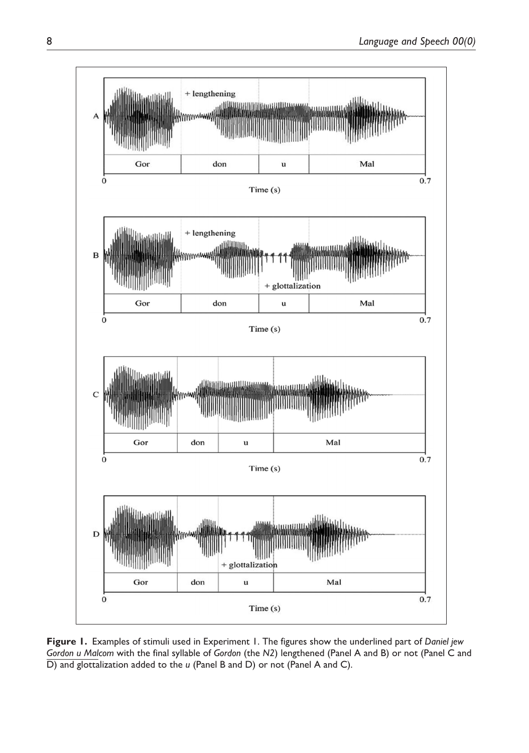**Figure 1.** Examples of stimuli used in Experiment 1. The figures show the underlined part of *Daniel jew Gordon u Malcom* with the final syllable of *Gordon* (the *N2*) lengthened (Panel A and B) or not (Panel C and D) and glottalization added to the *u* (Panel B and D) or not (Panel A and C).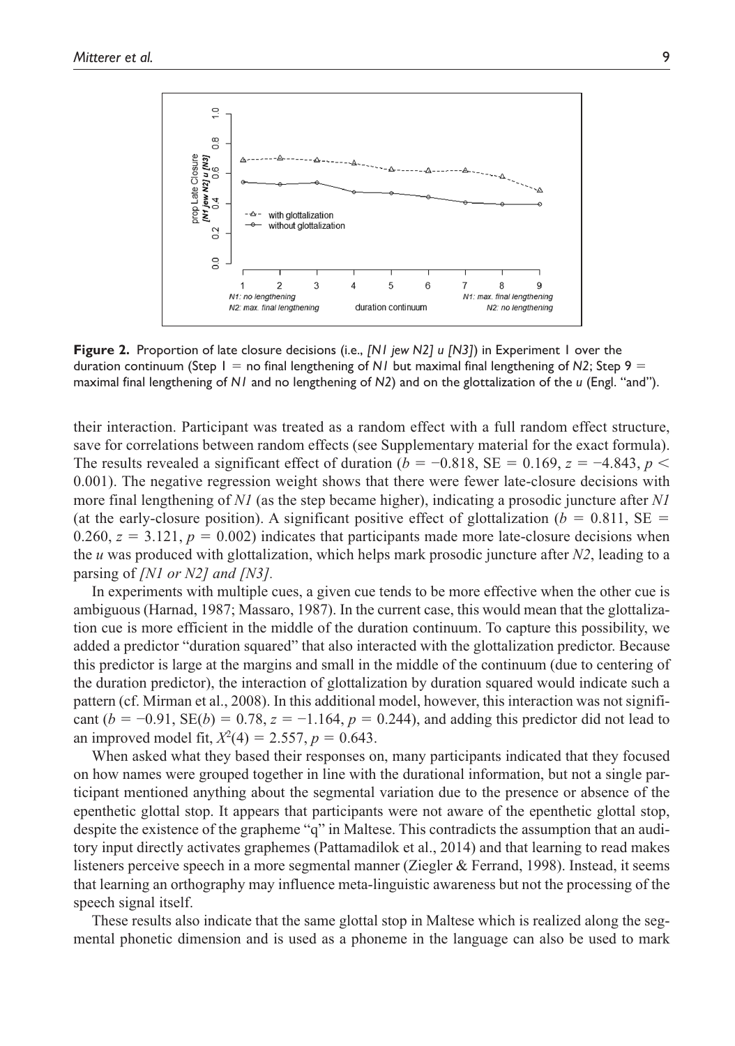**Figure 2.** Proportion of late closure decisions (i.e., *[N1 jew N2] u [N3]*) in Experiment 1 over the duration continuum (Step 1 = no final lengthening of *N1* but maximal final lengthening of *N2*; Step 9 = maximal final lengthening of *N1* and no lengthening of *N2*) and on the glottalization of the *u* (Engl. "and").

their interaction. Participant was treated as a random effect with a full random effect structure, save for correlations between random effects (see Supplementary material for the exact formula). The results revealed a significant effect of duration ($b = -0.818$, SE = 0.169, $z = -4.843$, $p < 0.001$). The negative regression weight shows that there were fewer late-closure decisions with more final lengthening of *N1* (as the step became higher), indicating a prosodic juncture after *N1* (at the early-closure position). A significant positive effect of glottalization ($b = 0.811$, SE = 0.260, $z = 3.121$, $p = 0.002$) indicates that participants made more late-closure decisions when the *u* was produced with glottalization, which helps mark prosodic juncture after *N2*, leading to a parsing of *[N1 or N2] and [N3].*

In experiments with multiple cues, a given cue tends to be more effective when the other cue is ambiguous (Harnad, 1987; Massaro, 1987). In the current case, this would mean that the glottalization cue is more efficient in the middle of the duration continuum. To capture this possibility, we added a predictor "duration squared" that also interacted with the glottalization predictor. Because this predictor is large at the margins and small in the middle of the continuum (due to centering of the duration predictor), the interaction of glottalization by duration squared would indicate such a pattern (cf. Mirman et al., 2008). In this additional model, however, this interaction was not significant ($b = -0.91$, SE($b$) = 0.78, $z = -1.164$, $p = 0.244$), and adding this predictor did not lead to an improved model fit, $X^2(4) = 2.557$, $p = 0.643$.

When asked what they based their responses on, many participants indicated that they focused on how names were grouped together in line with the durational information, but not a single participant mentioned anything about the segmental variation due to the presence or absence of the epenthetic glottal stop. It appears that participants were not aware of the epenthetic glottal stop, despite the existence of the grapheme "q" in Maltese. This contradicts the assumption that an auditory input directly activates graphemes (Pattamadilok et al., 2014) and that learning to read makes listeners perceive speech in a more segmental manner (Ziegler & Ferrand, 1998). Instead, it seems that learning an orthography may influence meta-linguistic awareness but not the processing of the speech signal itself.

These results also indicate that the same glottal stop in Maltese which is realized along the segmental phonetic dimension and is used as a phoneme in the language can also be used to mark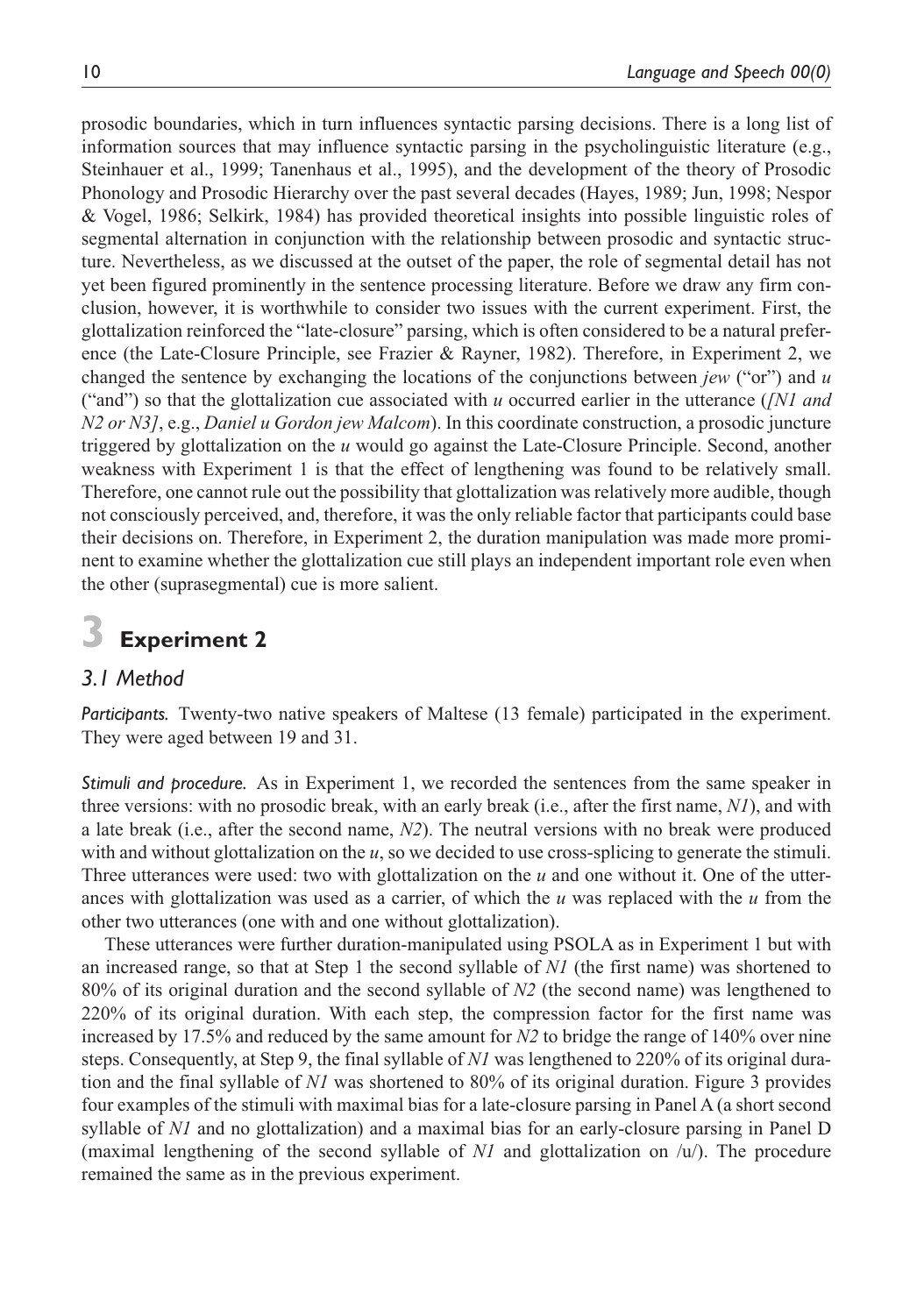prosodic boundaries, which in turn influences syntactic parsing decisions. There is a long list of information sources that may influence syntactic parsing in the psycholinguistic literature (e.g., Steinhauer et al., 1999; Tanenhaus et al., 1995), and the development of the theory of Prosodic Phonology and Prosodic Hierarchy over the past several decades (Hayes, 1989; Jun, 1998; Nespor & Vogel, 1986; Selkirk, 1984) has provided theoretical insights into possible linguistic roles of segmental alternation in conjunction with the relationship between prosodic and syntactic structure. Nevertheless, as we discussed at the outset of the paper, the role of segmental detail has not yet been figured prominently in the sentence processing literature. Before we draw any firm conclusion, however, it is worthwhile to consider two issues with the current experiment. First, the glottalization reinforced the "late-closure" parsing, which is often considered to be a natural preference (the Late-Closure Principle, see Frazier & Rayner, 1982). Therefore, in Experiment 2, we changed the sentence by exchanging the locations of the conjunctions between *jew* ("or") and *u* ("and") so that the glottalization cue associated with *u* occurred earlier in the utterance (*[N1 and N2 or N3]*, e.g., *Daniel u Gordon jew Malcom*). In this coordinate construction, a prosodic juncture triggered by glottalization on the *u* would go against the Late-Closure Principle. Second, another weakness with Experiment 1 is that the effect of lengthening was found to be relatively small. Therefore, one cannot rule out the possibility that glottalization was relatively more audible, though not consciously perceived, and, therefore, it was the only reliable factor that participants could base their decisions on. Therefore, in Experiment 2, the duration manipulation was made more prominent to examine whether the glottalization cue still plays an independent important role even when the other (suprasegmental) cue is more salient.

# 3 Experiment 2

## 3.1 Method

*Participants.* Twenty-two native speakers of Maltese (13 female) participated in the experiment. They were aged between 19 and 31.

*Stimuli and procedure.* As in Experiment 1, we recorded the sentences from the same speaker in three versions: with no prosodic break, with an early break (i.e., after the first name, *N1*), and with a late break (i.e., after the second name, *N2*). The neutral versions with no break were produced with and without glottalization on the *u*, so we decided to use cross-splicing to generate the stimuli. Three utterances were used: two with glottalization on the *u* and one without it. One of the utterances with glottalization was used as a carrier, of which the *u* was replaced with the *u* from the other two utterances (one with and one without glottalization).

These utterances were further duration-manipulated using PSOLA as in Experiment 1 but with an increased range, so that at Step 1 the second syllable of *N1* (the first name) was shortened to 80% of its original duration and the second syllable of *N2* (the second name) was lengthened to 220% of its original duration. With each step, the compression factor for the first name was increased by 17.5% and reduced by the same amount for *N2* to bridge the range of 140% over nine steps. Consequently, at Step 9, the final syllable of *N1* was lengthened to 220% of its original duration and the final syllable of *N1* was shortened to 80% of its original duration. Figure 3 provides four examples of the stimuli with maximal bias for a late-closure parsing in Panel A (a short second syllable of *N1* and no glottalization) and a maximal bias for an early-closure parsing in Panel D (maximal lengthening of the second syllable of *N1* and glottalization on /u/). The procedure remained the same as in the previous experiment.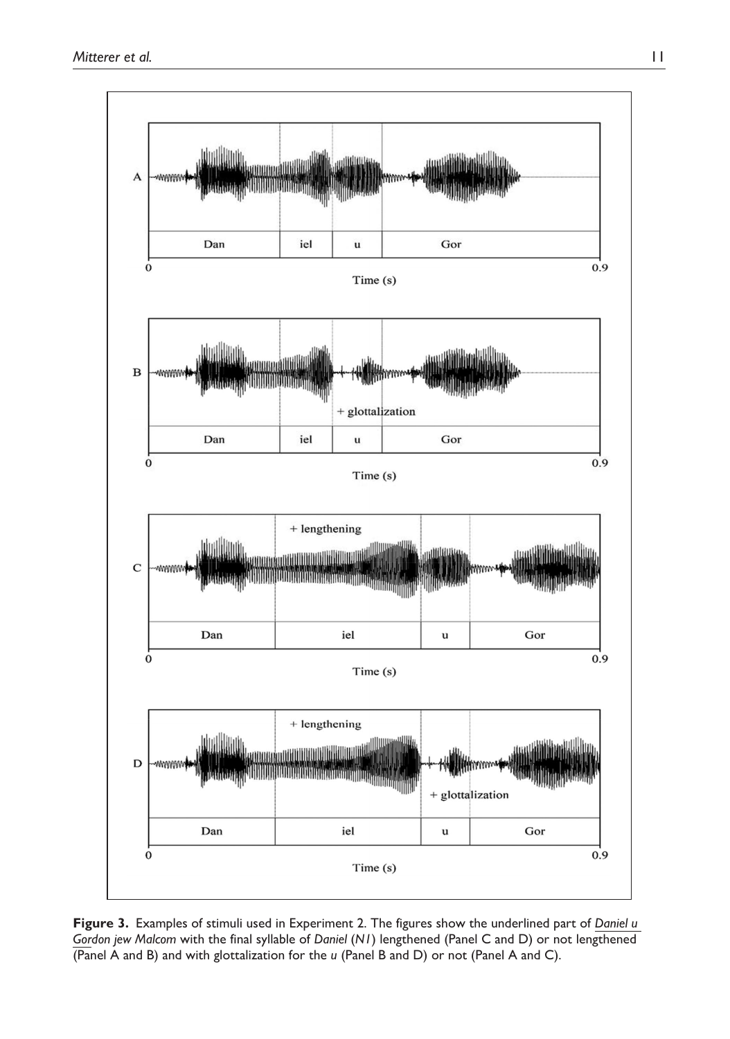**Figure 3.** Examples of stimuli used in Experiment 2. The figures show the underlined part of *Daniel u Gordon jew Malcom* with the final syllable of *Daniel* (*N1*) lengthened (Panel C and D) or not lengthened (Panel A and B) and with glottalization for the *u* (Panel B and D) or not (Panel A and C).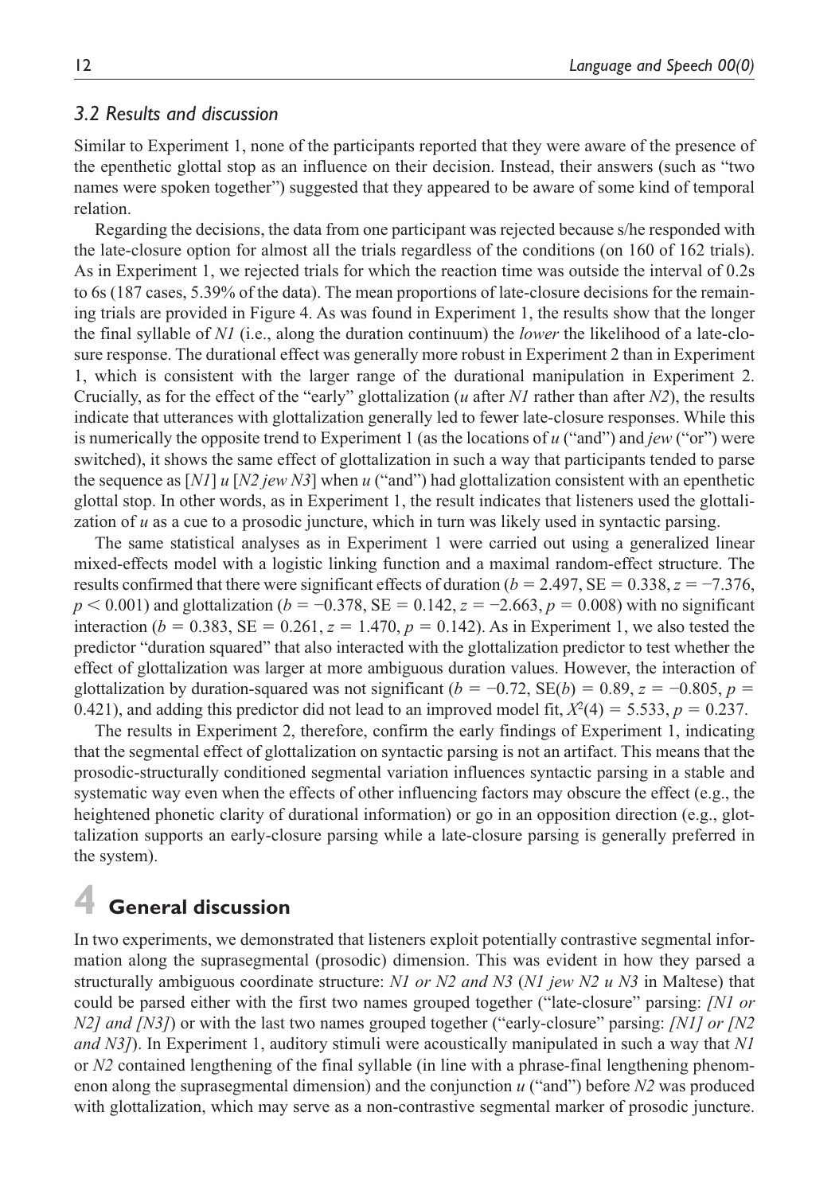### 3.2 Results and discussion

Similar to Experiment 1, none of the participants reported that they were aware of the presence of the epenthetic glottal stop as an influence on their decision. Instead, their answers (such as "two names were spoken together") suggested that they appeared to be aware of some kind of temporal relation.

Regarding the decisions, the data from one participant was rejected because s/he responded with the late-closure option for almost all the trials regardless of the conditions (on 160 of 162 trials). As in Experiment 1, we rejected trials for which the reaction time was outside the interval of 0.2s to 6s (187 cases, 5.39% of the data). The mean proportions of late-closure decisions for the remaining trials are provided in Figure 4. As was found in Experiment 1, the results show that the longer the final syllable of *N1* (i.e., along the duration continuum) the *lower* the likelihood of a late-closure response. The durational effect was generally more robust in Experiment 2 than in Experiment 1, which is consistent with the larger range of the durational manipulation in Experiment 2. Crucially, as for the effect of the "early" glottalization (*u* after *N1* rather than after *N2*), the results indicate that utterances with glottalization generally led to fewer late-closure responses. While this is numerically the opposite trend to Experiment 1 (as the locations of *u* ("and") and *jew* ("or") were switched), it shows the same effect of glottalization in such a way that participants tended to parse the sequence as [*N1*] *u* [*N2 jew N3*] when *u* ("and") had glottalization consistent with an epenthetic glottal stop. In other words, as in Experiment 1, the result indicates that listeners used the glottalization of *u* as a cue to a prosodic juncture, which in turn was likely used in syntactic parsing.

The same statistical analyses as in Experiment 1 were carried out using a generalized linear mixed-effects model with a logistic linking function and a maximal random-effect structure. The results confirmed that there were significant effects of duration ($b = 2.497$, SE $= 0.338$, $z = -7.376$, $p < 0.001$) and glottalization ($b = -0.378$, SE $= 0.142$, $z = -2.663$, $p = 0.008$) with no significant interaction ($b = 0.383$, SE $= 0.261$, $z = 1.470$, $p = 0.142$). As in Experiment 1, we also tested the predictor "duration squared" that also interacted with the glottalization predictor to test whether the effect of glottalization was larger at more ambiguous duration values. However, the interaction of glottalization by duration-squared was not significant ($b = -0.72$, SE($b$) $= 0.89$, $z = -0.805$, $p = 0.421$), and adding this predictor did not lead to an improved model fit, $X^2(4) = 5.533$, $p = 0.237$.

The results in Experiment 2, therefore, confirm the early findings of Experiment 1, indicating that the segmental effect of glottalization on syntactic parsing is not an artifact. This means that the prosodic-structurally conditioned segmental variation influences syntactic parsing in a stable and systematic way even when the effects of other influencing factors may obscure the effect (e.g., the heightened phonetic clarity of durational information) or go in an opposition direction (e.g., glottalization supports an early-closure parsing while a late-closure parsing is generally preferred in the system).

# 4 General discussion

In two experiments, we demonstrated that listeners exploit potentially contrastive segmental information along the suprasegmental (prosodic) dimension. This was evident in how they parsed a structurally ambiguous coordinate structure: *N1 or N2 and N3* (*N1 jew N2 u N3* in Maltese) that could be parsed either with the first two names grouped together ("late-closure" parsing: *[N1 or N2] and [N3]*) or with the last two names grouped together ("early-closure" parsing: *[N1] or [N2 and N3]*). In Experiment 1, auditory stimuli were acoustically manipulated in such a way that *N1* or *N2* contained lengthening of the final syllable (in line with a phrase-final lengthening phenomenon along the suprasegmental dimension) and the conjunction *u* ("and") before *N2* was produced with glottalization, which may serve as a non-contrastive segmental marker of prosodic juncture.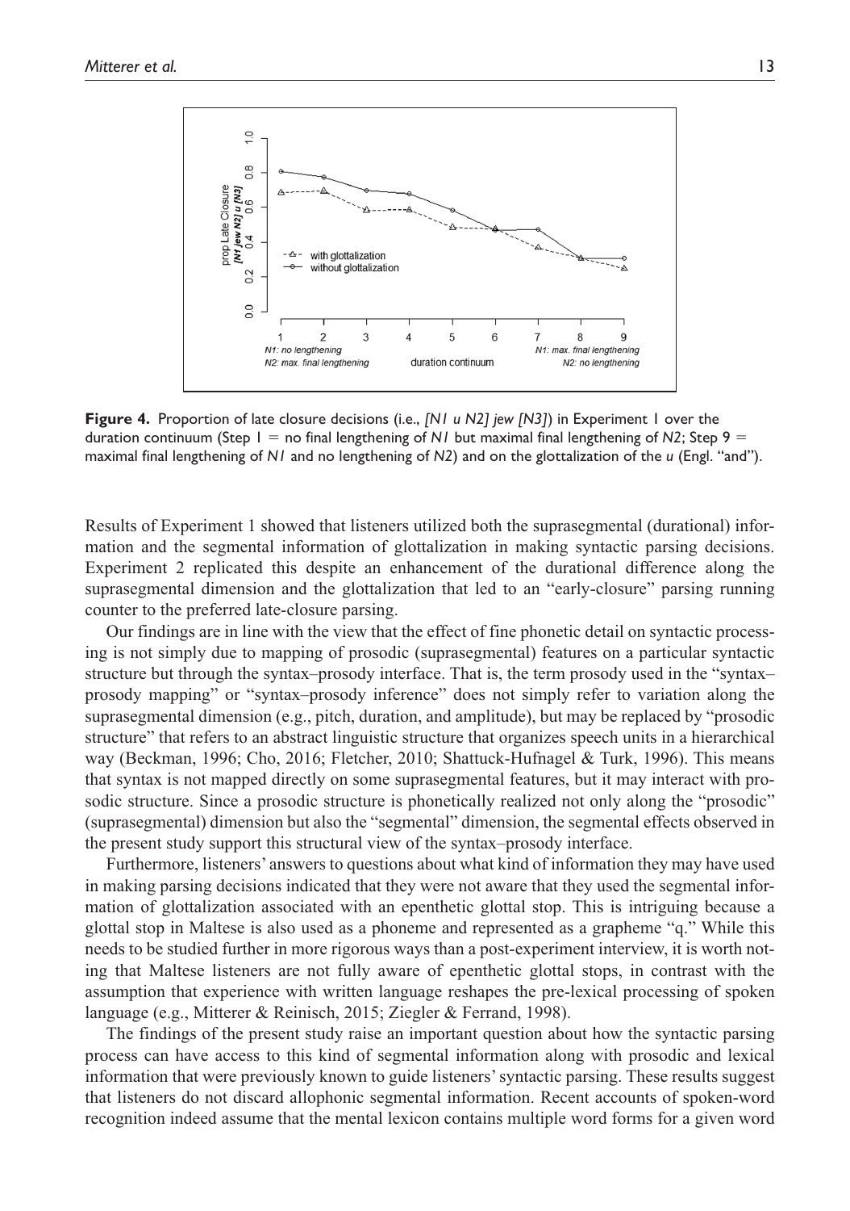prop Late Closure
*[N1 jew N2] u [N3]*

0.0
0.2
0.4
0.6
0.8
1.0

with glottalization
without glottalization

1 2 3 4 5 6 7 8 9

*N1: no lengthening*
*N2: max. final lengthening*
duration continuum
*N1: max. final lengthening*
*N2: no lengthening*

**Figure 4.** Proportion of late closure decisions (i.e., *[N1 u N2] jew [N3]*) in Experiment 1 over the duration continuum (Step 1 = no final lengthening of *N1* but maximal final lengthening of *N2*; Step 9 = maximal final lengthening of *N1* and no lengthening of *N2*) and on the glottalization of the *u* (Engl. "and").

Results of Experiment 1 showed that listeners utilized both the suprasegmental (durational) information and the segmental information of glottalization in making syntactic parsing decisions. Experiment 2 replicated this despite an enhancement of the durational difference along the suprasegmental dimension and the glottalization that led to an "early-closure" parsing running counter to the preferred late-closure parsing.

Our findings are in line with the view that the effect of fine phonetic detail on syntactic processing is not simply due to mapping of prosodic (suprasegmental) features on a particular syntactic structure but through the syntax–prosody interface. That is, the term prosody used in the "syntax–prosody mapping" or "syntax–prosody inference" does not simply refer to variation along the suprasegmental dimension (e.g., pitch, duration, and amplitude), but may be replaced by "prosodic structure" that refers to an abstract linguistic structure that organizes speech units in a hierarchical way (Beckman, 1996; Cho, 2016; Fletcher, 2010; Shattuck-Hufnagel & Turk, 1996). This means that syntax is not mapped directly on some suprasegmental features, but it may interact with prosodic structure. Since a prosodic structure is phonetically realized not only along the "prosodic" (suprasegmental) dimension but also the "segmental" dimension, the segmental effects observed in the present study support this structural view of the syntax–prosody interface.

Furthermore, listeners' answers to questions about what kind of information they may have used in making parsing decisions indicated that they were not aware that they used the segmental information of glottalization associated with an epenthetic glottal stop. This is intriguing because a glottal stop in Maltese is also used as a phoneme and represented as a grapheme "q." While this needs to be studied further in more rigorous ways than a post-experiment interview, it is worth noting that Maltese listeners are not fully aware of epenthetic glottal stops, in contrast with the assumption that experience with written language reshapes the pre-lexical processing of spoken language (e.g., Mitterer & Reinisch, 2015; Ziegler & Ferrand, 1998).

The findings of the present study raise an important question about how the syntactic parsing process can have access to this kind of segmental information along with prosodic and lexical information that were previously known to guide listeners' syntactic parsing. These results suggest that listeners do not discard allophonic segmental information. Recent accounts of spoken-word recognition indeed assume that the mental lexicon contains multiple word forms for a given word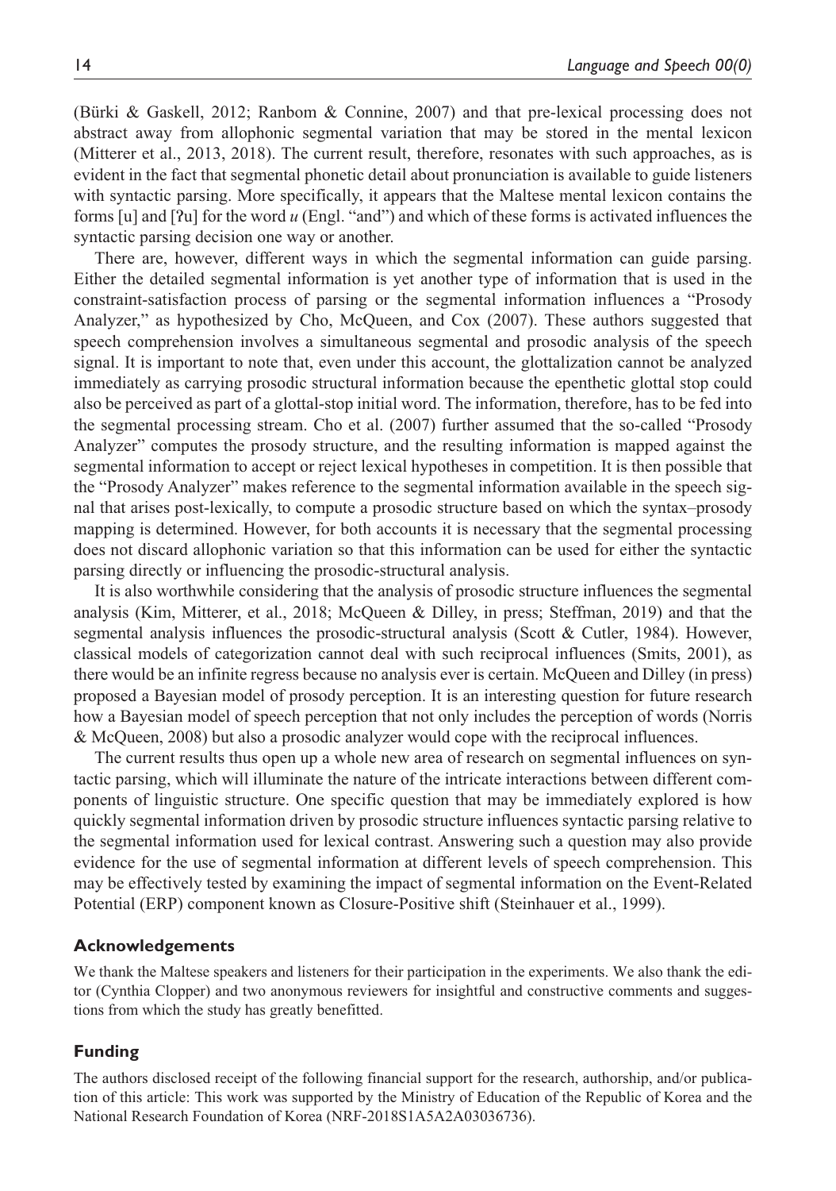(Bürki & Gaskell, 2012; Ranbom & Connine, 2007) and that pre-lexical processing does not abstract away from allophonic segmental variation that may be stored in the mental lexicon (Mitterer et al., 2013, 2018). The current result, therefore, resonates with such approaches, as is evident in the fact that segmental phonetic detail about pronunciation is available to guide listeners with syntactic parsing. More specifically, it appears that the Maltese mental lexicon contains the forms [u] and [ʔu] for the word *u* (Engl. "and") and which of these forms is activated influences the syntactic parsing decision one way or another.

There are, however, different ways in which the segmental information can guide parsing. Either the detailed segmental information is yet another type of information that is used in the constraint-satisfaction process of parsing or the segmental information influences a "Prosody Analyzer," as hypothesized by Cho, McQueen, and Cox (2007). These authors suggested that speech comprehension involves a simultaneous segmental and prosodic analysis of the speech signal. It is important to note that, even under this account, the glottalization cannot be analyzed immediately as carrying prosodic structural information because the epenthetic glottal stop could also be perceived as part of a glottal-stop initial word. The information, therefore, has to be fed into the segmental processing stream. Cho et al. (2007) further assumed that the so-called "Prosody Analyzer" computes the prosody structure, and the resulting information is mapped against the segmental information to accept or reject lexical hypotheses in competition. It is then possible that the "Prosody Analyzer" makes reference to the segmental information available in the speech signal that arises post-lexically, to compute a prosodic structure based on which the syntax–prosody mapping is determined. However, for both accounts it is necessary that the segmental processing does not discard allophonic variation so that this information can be used for either the syntactic parsing directly or influencing the prosodic-structural analysis.

It is also worthwhile considering that the analysis of prosodic structure influences the segmental analysis (Kim, Mitterer, et al., 2018; McQueen & Dilley, in press; Steffman, 2019) and that the segmental analysis influences the prosodic-structural analysis (Scott & Cutler, 1984). However, classical models of categorization cannot deal with such reciprocal influences (Smits, 2001), as there would be an infinite regress because no analysis ever is certain. McQueen and Dilley (in press) proposed a Bayesian model of prosody perception. It is an interesting question for future research how a Bayesian model of speech perception that not only includes the perception of words (Norris & McQueen, 2008) but also a prosodic analyzer would cope with the reciprocal influences.

The current results thus open up a whole new area of research on segmental influences on syntactic parsing, which will illuminate the nature of the intricate interactions between different components of linguistic structure. One specific question that may be immediately explored is how quickly segmental information driven by prosodic structure influences syntactic parsing relative to the segmental information used for lexical contrast. Answering such a question may also provide evidence for the use of segmental information at different levels of speech comprehension. This may be effectively tested by examining the impact of segmental information on the Event-Related Potential (ERP) component known as Closure-Positive shift (Steinhauer et al., 1999).

## Acknowledgements

We thank the Maltese speakers and listeners for their participation in the experiments. We also thank the editor (Cynthia Clopper) and two anonymous reviewers for insightful and constructive comments and suggestions from which the study has greatly benefitted.

## Funding

The authors disclosed receipt of the following financial support for the research, authorship, and/or publication of this article: This work was supported by the Ministry of Education of the Republic of Korea and the National Research Foundation of Korea (NRF-2018S1A5A2A03036736).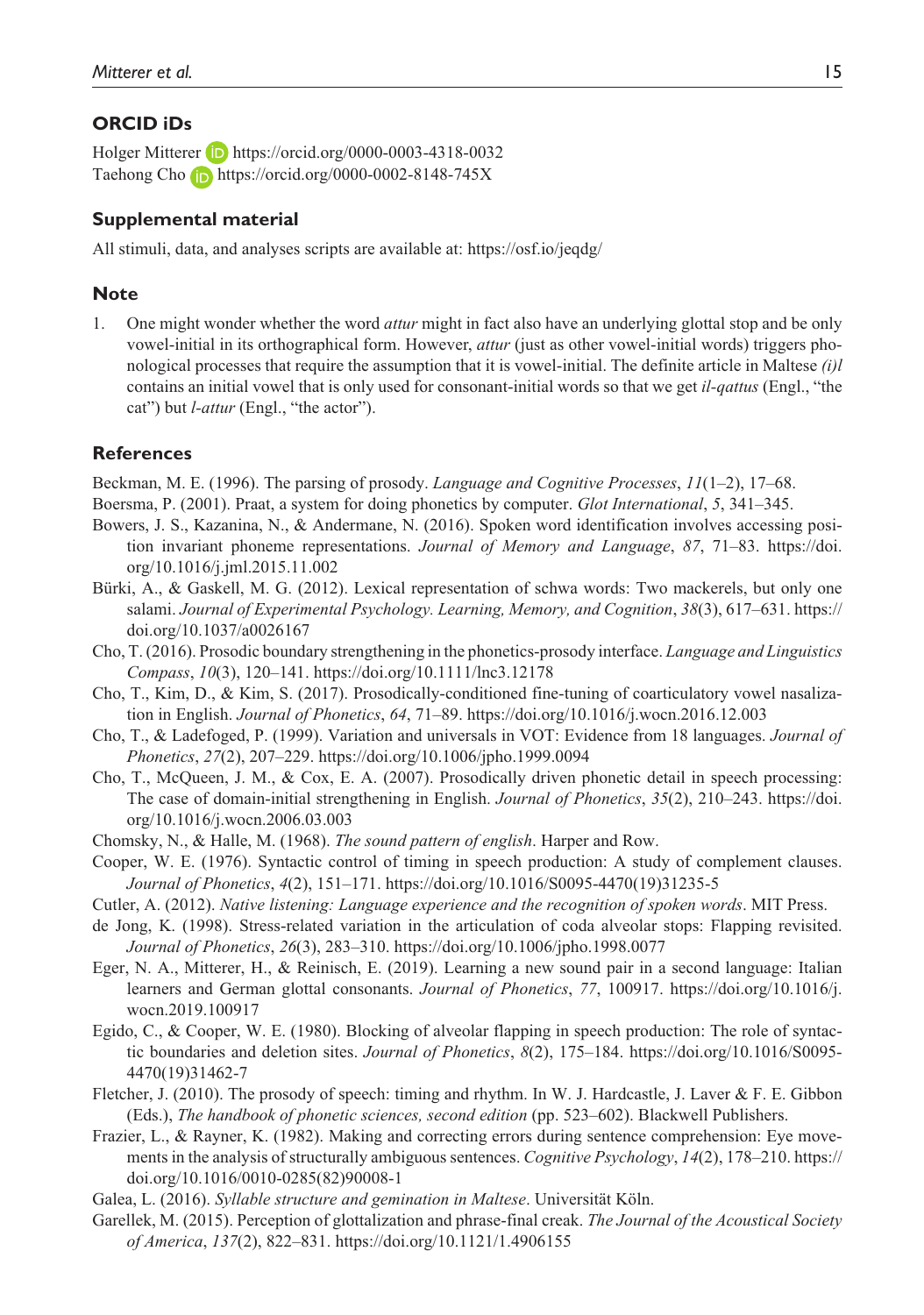## ORCID iDs

Holger Mitterer https://orcid.org/0000-0003-4318-0032
Taehong Cho https://orcid.org/0000-0002-8148-745X

## Supplemental material

All stimuli, data, and analyses scripts are available at: https://osf.io/jeqdg/

## Note

1. One might wonder whether the word *attur* might in fact also have an underlying glottal stop and be only vowel-initial in its orthographical form. However, *attur* (just as other vowel-initial words) triggers phonological processes that require the assumption that it is vowel-initial. The definite article in Maltese *(i)l* contains an initial vowel that is only used for consonant-initial words so that we get *il-qattus* (Engl., "the cat") but *l-attur* (Engl., "the actor").

## References

Beckman, M. E. (1996). The parsing of prosody. *Language and Cognitive Processes*, *11*(1–2), 17–68.

Boersma, P. (2001). Praat, a system for doing phonetics by computer. *Glot International*, *5*, 341–345.

Bowers, J. S., Kazanina, N., & Andermane, N. (2016). Spoken word identification involves accessing position invariant phoneme representations. *Journal of Memory and Language*, *87*, 71–83. https://doi.org/10.1016/j.jml.2015.11.002

Bürki, A., & Gaskell, M. G. (2012). Lexical representation of schwa words: Two mackerels, but only one salami. *Journal of Experimental Psychology. Learning, Memory, and Cognition*, *38*(3), 617–631. https://doi.org/10.1037/a0026167

Cho, T. (2016). Prosodic boundary strengthening in the phonetics-prosody interface. *Language and Linguistics Compass*, *10*(3), 120–141. https://doi.org/10.1111/lnc3.12178

Cho, T., Kim, D., & Kim, S. (2017). Prosodically-conditioned fine-tuning of coarticulatory vowel nasalization in English. *Journal of Phonetics*, *64*, 71–89. https://doi.org/10.1016/j.wocn.2016.12.003

Cho, T., & Ladefoged, P. (1999). Variation and universals in VOT: Evidence from 18 languages. *Journal of Phonetics*, *27*(2), 207–229. https://doi.org/10.1006/jpho.1999.0094

Cho, T., McQueen, J. M., & Cox, E. A. (2007). Prosodically driven phonetic detail in speech processing: The case of domain-initial strengthening in English. *Journal of Phonetics*, *35*(2), 210–243. https://doi.org/10.1016/j.wocn.2006.03.003

Chomsky, N., & Halle, M. (1968). *The sound pattern of english*. Harper and Row.

Cooper, W. E. (1976). Syntactic control of timing in speech production: A study of complement clauses. *Journal of Phonetics*, *4*(2), 151–171. https://doi.org/10.1016/S0095-4470(19)31235-5

Cutler, A. (2012). *Native listening: Language experience and the recognition of spoken words*. MIT Press.

de Jong, K. (1998). Stress-related variation in the articulation of coda alveolar stops: Flapping revisited. *Journal of Phonetics*, *26*(3), 283–310. https://doi.org/10.1006/jpho.1998.0077

Eger, N. A., Mitterer, H., & Reinisch, E. (2019). Learning a new sound pair in a second language: Italian learners and German glottal consonants. *Journal of Phonetics*, *77*, 100917. https://doi.org/10.1016/j.wocn.2019.100917

Egido, C., & Cooper, W. E. (1980). Blocking of alveolar flapping in speech production: The role of syntactic boundaries and deletion sites. *Journal of Phonetics*, *8*(2), 175–184. https://doi.org/10.1016/S0095-4470(19)31462-7

Fletcher, J. (2010). The prosody of speech: timing and rhythm. In W. J. Hardcastle, J. Laver & F. E. Gibbon (Eds.), *The handbook of phonetic sciences, second edition* (pp. 523–602). Blackwell Publishers.

Frazier, L., & Rayner, K. (1982). Making and correcting errors during sentence comprehension: Eye movements in the analysis of structurally ambiguous sentences. *Cognitive Psychology*, *14*(2), 178–210. https://doi.org/10.1016/0010-0285(82)90008-1

Galea, L. (2016). *Syllable structure and gemination in Maltese*. Universität Köln.

Garellek, M. (2015). Perception of glottalization and phrase-final creak. *The Journal of the Acoustical Society of America*, *137*(2), 822–831. https://doi.org/10.1121/1.4906155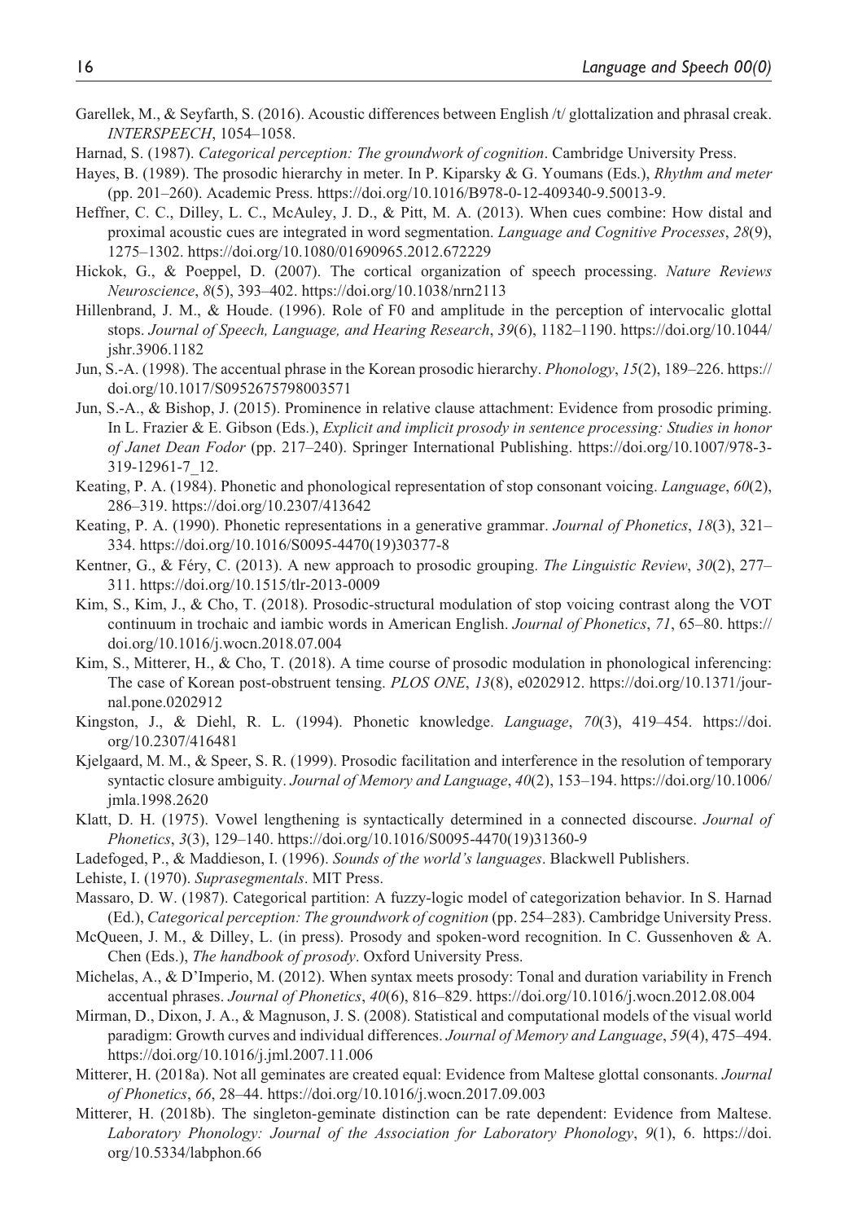Garellek, M., & Seyfarth, S. (2016). Acoustic differences between English /t/ glottalization and phrasal creak. *INTERSPEECH*, 1054–1058.

Harnad, S. (1987). *Categorical perception: The groundwork of cognition*. Cambridge University Press.

Hayes, B. (1989). The prosodic hierarchy in meter. In P. Kiparsky & G. Youmans (Eds.), *Rhythm and meter* (pp. 201–260). Academic Press. https://doi.org/10.1016/B978-0-12-409340-9.50013-9.

Heffner, C. C., Dilley, L. C., McAuley, J. D., & Pitt, M. A. (2013). When cues combine: How distal and proximal acoustic cues are integrated in word segmentation. *Language and Cognitive Processes*, *28*(9), 1275–1302. https://doi.org/10.1080/01690965.2012.672229

Hickok, G., & Poeppel, D. (2007). The cortical organization of speech processing. *Nature Reviews Neuroscience*, *8*(5), 393–402. https://doi.org/10.1038/nrn2113

Hillenbrand, J. M., & Houde. (1996). Role of F0 and amplitude in the perception of intervocalic glottal stops. *Journal of Speech, Language, and Hearing Research*, *39*(6), 1182–1190. https://doi.org/10.1044/jshr.3906.1182

Jun, S.-A. (1998). The accentual phrase in the Korean prosodic hierarchy. *Phonology*, *15*(2), 189–226. https://doi.org/10.1017/S0952675798003571

Jun, S.-A., & Bishop, J. (2015). Prominence in relative clause attachment: Evidence from prosodic priming. In L. Frazier & E. Gibson (Eds.), *Explicit and implicit prosody in sentence processing: Studies in honor of Janet Dean Fodor* (pp. 217–240). Springer International Publishing. https://doi.org/10.1007/978-3-319-12961-7_12.

Keating, P. A. (1984). Phonetic and phonological representation of stop consonant voicing. *Language*, *60*(2), 286–319. https://doi.org/10.2307/413642

Keating, P. A. (1990). Phonetic representations in a generative grammar. *Journal of Phonetics*, *18*(3), 321–334. https://doi.org/10.1016/S0095-4470(19)30377-8

Kentner, G., & Féry, C. (2013). A new approach to prosodic grouping. *The Linguistic Review*, *30*(2), 277–311. https://doi.org/10.1515/tlr-2013-0009

Kim, S., Kim, J., & Cho, T. (2018). Prosodic-structural modulation of stop voicing contrast along the VOT continuum in trochaic and iambic words in American English. *Journal of Phonetics*, *71*, 65–80. https://doi.org/10.1016/j.wocn.2018.07.004

Kim, S., Mitterer, H., & Cho, T. (2018). A time course of prosodic modulation in phonological inferencing: The case of Korean post-obstruent tensing. *PLOS ONE*, *13*(8), e0202912. https://doi.org/10.1371/journal.pone.0202912

Kingston, J., & Diehl, R. L. (1994). Phonetic knowledge. *Language*, *70*(3), 419–454. https://doi.org/10.2307/416481

Kjelgaard, M. M., & Speer, S. R. (1999). Prosodic facilitation and interference in the resolution of temporary syntactic closure ambiguity. *Journal of Memory and Language*, *40*(2), 153–194. https://doi.org/10.1006/jmla.1998.2620

Klatt, D. H. (1975). Vowel lengthening is syntactically determined in a connected discourse. *Journal of Phonetics*, *3*(3), 129–140. https://doi.org/10.1016/S0095-4470(19)31360-9

Ladefoged, P., & Maddieson, I. (1996). *Sounds of the world's languages*. Blackwell Publishers.

Lehiste, I. (1970). *Suprasegmentals*. MIT Press.

Massaro, D. W. (1987). Categorical partition: A fuzzy-logic model of categorization behavior. In S. Harnad (Ed.), *Categorical perception: The groundwork of cognition* (pp. 254–283). Cambridge University Press.

McQueen, J. M., & Dilley, L. (in press). Prosody and spoken-word recognition. In C. Gussenhoven & A. Chen (Eds.), *The handbook of prosody*. Oxford University Press.

Michelas, A., & D'Imperio, M. (2012). When syntax meets prosody: Tonal and duration variability in French accentual phrases. *Journal of Phonetics*, *40*(6), 816–829. https://doi.org/10.1016/j.wocn.2012.08.004

Mirman, D., Dixon, J. A., & Magnuson, J. S. (2008). Statistical and computational models of the visual world paradigm: Growth curves and individual differences. *Journal of Memory and Language*, *59*(4), 475–494. https://doi.org/10.1016/j.jml.2007.11.006

Mitterer, H. (2018a). Not all geminates are created equal: Evidence from Maltese glottal consonants. *Journal of Phonetics*, *66*, 28–44. https://doi.org/10.1016/j.wocn.2017.09.003

Mitterer, H. (2018b). The singleton-geminate distinction can be rate dependent: Evidence from Maltese. *Laboratory Phonology: Journal of the Association for Laboratory Phonology*, *9*(1), 6. https://doi.org/10.5334/labphon.66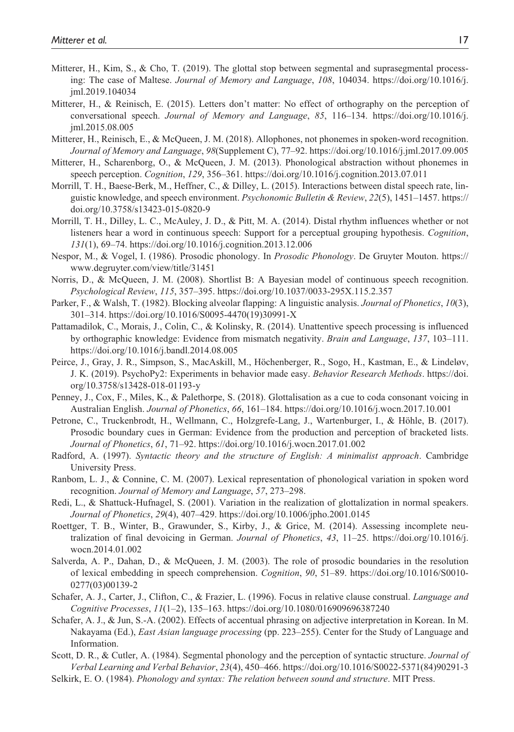Mitterer, H., Kim, S., & Cho, T. (2019). The glottal stop between segmental and suprasegmental processing: The case of Maltese. *Journal of Memory and Language*, *108*, 104034. https://doi.org/10.1016/j.jml.2019.104034

Mitterer, H., & Reinisch, E. (2015). Letters don't matter: No effect of orthography on the perception of conversational speech. *Journal of Memory and Language*, *85*, 116–134. https://doi.org/10.1016/j.jml.2015.08.005

Mitterer, H., Reinisch, E., & McQueen, J. M. (2018). Allophones, not phonemes in spoken-word recognition. *Journal of Memory and Language*, *98*(Supplement C), 77–92. https://doi.org/10.1016/j.jml.2017.09.005

Mitterer, H., Scharenborg, O., & McQueen, J. M. (2013). Phonological abstraction without phonemes in speech perception. *Cognition*, *129*, 356–361. https://doi.org/10.1016/j.cognition.2013.07.011

Morrill, T. H., Baese-Berk, M., Heffner, C., & Dilley, L. (2015). Interactions between distal speech rate, linguistic knowledge, and speech environment. *Psychonomic Bulletin & Review*, *22*(5), 1451–1457. https://doi.org/10.3758/s13423-015-0820-9

Morrill, T. H., Dilley, L. C., McAuley, J. D., & Pitt, M. A. (2014). Distal rhythm influences whether or not listeners hear a word in continuous speech: Support for a perceptual grouping hypothesis. *Cognition*, *131*(1), 69–74. https://doi.org/10.1016/j.cognition.2013.12.006

Nespor, M., & Vogel, I. (1986). Prosodic phonology. In *Prosodic Phonology*. De Gruyter Mouton. https://www.degruyter.com/view/title/31451

Norris, D., & McQueen, J. M. (2008). Shortlist B: A Bayesian model of continuous speech recognition. *Psychological Review*, *115*, 357–395. https://doi.org/10.1037/0033-295X.115.2.357

Parker, F., & Walsh, T. (1982). Blocking alveolar flapping: A linguistic analysis. *Journal of Phonetics*, *10*(3), 301–314. https://doi.org/10.1016/S0095-4470(19)30991-X

Pattamadilok, C., Morais, J., Colin, C., & Kolinsky, R. (2014). Unattentive speech processing is influenced by orthographic knowledge: Evidence from mismatch negativity. *Brain and Language*, *137*, 103–111. https://doi.org/10.1016/j.bandl.2014.08.005

Peirce, J., Gray, J. R., Simpson, S., MacAskill, M., Höchenberger, R., Sogo, H., Kastman, E., & Lindeløv, J. K. (2019). PsychoPy2: Experiments in behavior made easy. *Behavior Research Methods*. https://doi.org/10.3758/s13428-018-01193-y

Penney, J., Cox, F., Miles, K., & Palethorpe, S. (2018). Glottalisation as a cue to coda consonant voicing in Australian English. *Journal of Phonetics*, *66*, 161–184. https://doi.org/10.1016/j.wocn.2017.10.001

Petrone, C., Truckenbrodt, H., Wellmann, C., Holzgrefe-Lang, J., Wartenburger, I., & Höhle, B. (2017). Prosodic boundary cues in German: Evidence from the production and perception of bracketed lists. *Journal of Phonetics*, *61*, 71–92. https://doi.org/10.1016/j.wocn.2017.01.002

Radford, A. (1997). *Syntactic theory and the structure of English: A minimalist approach*. Cambridge University Press.

Ranbom, L. J., & Connine, C. M. (2007). Lexical representation of phonological variation in spoken word recognition. *Journal of Memory and Language*, *57*, 273–298.

Redi, L., & Shattuck-Hufnagel, S. (2001). Variation in the realization of glottalization in normal speakers. *Journal of Phonetics*, *29*(4), 407–429. https://doi.org/10.1006/jpho.2001.0145

Roettger, T. B., Winter, B., Grawunder, S., Kirby, J., & Grice, M. (2014). Assessing incomplete neutralization of final devoicing in German. *Journal of Phonetics*, *43*, 11–25. https://doi.org/10.1016/j.wocn.2014.01.002

Salverda, A. P., Dahan, D., & McQueen, J. M. (2003). The role of prosodic boundaries in the resolution of lexical embedding in speech comprehension. *Cognition*, *90*, 51–89. https://doi.org/10.1016/S0010-0277(03)00139-2

Schafer, A. J., Carter, J., Clifton, C., & Frazier, L. (1996). Focus in relative clause construal. *Language and Cognitive Processes*, *11*(1–2), 135–163. https://doi.org/10.1080/016909696387240

Schafer, A. J., & Jun, S.-A. (2002). Effects of accentual phrasing on adjective interpretation in Korean. In M. Nakayama (Ed.), *East Asian language processing* (pp. 223–255). Center for the Study of Language and Information.

Scott, D. R., & Cutler, A. (1984). Segmental phonology and the perception of syntactic structure. *Journal of Verbal Learning and Verbal Behavior*, *23*(4), 450–466. https://doi.org/10.1016/S0022-5371(84)90291-3

Selkirk, E. O. (1984). *Phonology and syntax: The relation between sound and structure*. MIT Press.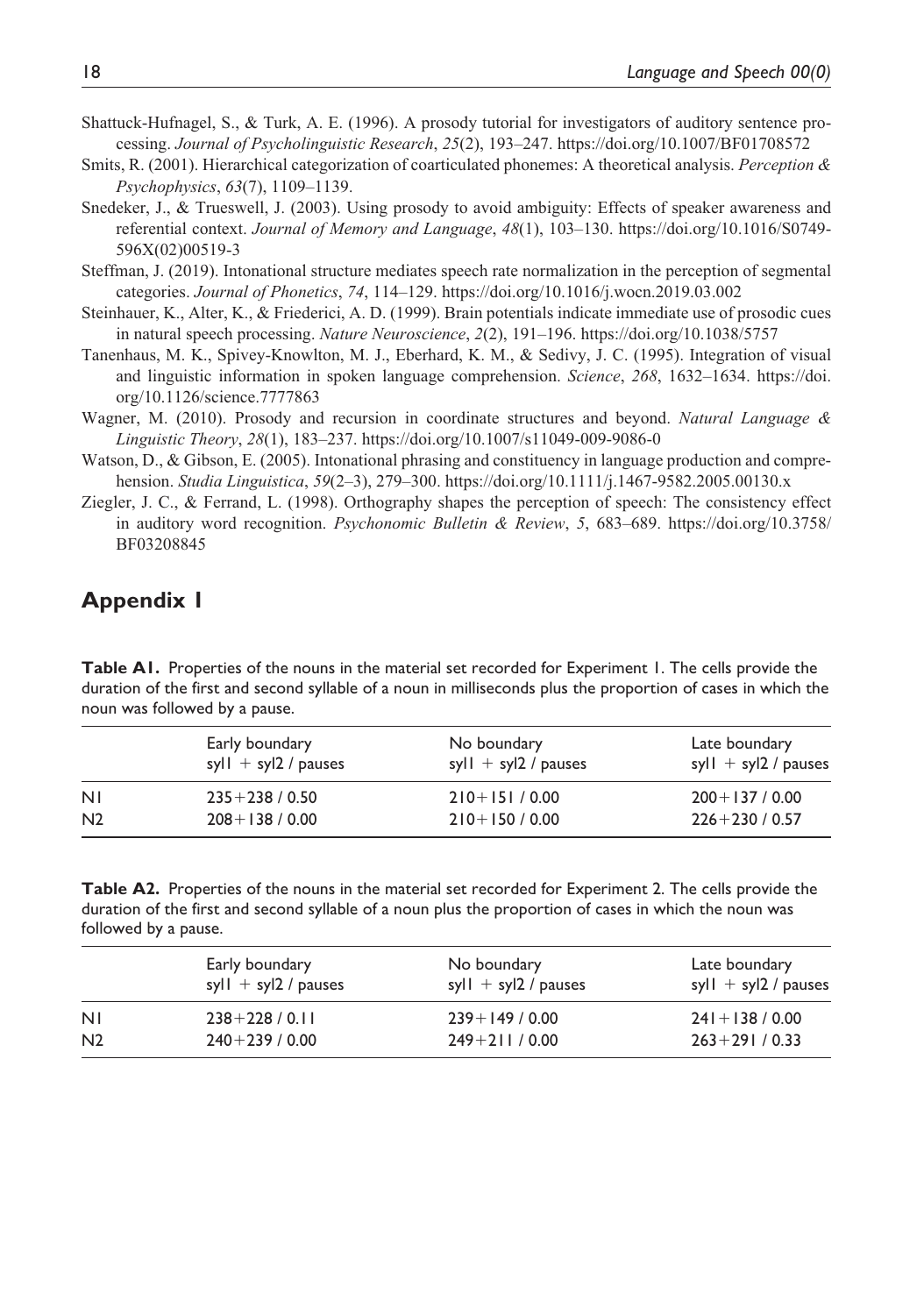Shattuck-Hufnagel, S., & Turk, A. E. (1996). A prosody tutorial for investigators of auditory sentence processing. *Journal of Psycholinguistic Research*, *25*(2), 193–247. https://doi.org/10.1007/BF01708572

Smits, R. (2001). Hierarchical categorization of coarticulated phonemes: A theoretical analysis. *Perception & Psychophysics*, *63*(7), 1109–1139.

Snedeker, J., & Trueswell, J. (2003). Using prosody to avoid ambiguity: Effects of speaker awareness and referential context. *Journal of Memory and Language*, *48*(1), 103–130. https://doi.org/10.1016/S0749-596X(02)00519-3

Steffman, J. (2019). Intonational structure mediates speech rate normalization in the perception of segmental categories. *Journal of Phonetics*, *74*, 114–129. https://doi.org/10.1016/j.wocn.2019.03.002

Steinhauer, K., Alter, K., & Friederici, A. D. (1999). Brain potentials indicate immediate use of prosodic cues in natural speech processing. *Nature Neuroscience*, *2*(2), 191–196. https://doi.org/10.1038/5757

Tanenhaus, M. K., Spivey-Knowlton, M. J., Eberhard, K. M., & Sedivy, J. C. (1995). Integration of visual and linguistic information in spoken language comprehension. *Science*, *268*, 1632–1634. https://doi.org/10.1126/science.7777863

Wagner, M. (2010). Prosody and recursion in coordinate structures and beyond. *Natural Language & Linguistic Theory*, *28*(1), 183–237. https://doi.org/10.1007/s11049-009-9086-0

Watson, D., & Gibson, E. (2005). Intonational phrasing and constituency in language production and comprehension. *Studia Linguistica*, *59*(2–3), 279–300. https://doi.org/10.1111/j.1467-9582.2005.00130.x

Ziegler, J. C., & Ferrand, L. (1998). Orthography shapes the perception of speech: The consistency effect in auditory word recognition. *Psychonomic Bulletin & Review*, *5*, 683–689. https://doi.org/10.3758/BF03208845

## Appendix 1

**Table A1.** Properties of the nouns in the material set recorded for Experiment 1. The cells provide the duration of the first and second syllable of a noun in milliseconds plus the proportion of cases in which the noun was followed by a pause.

| | Early boundary<br>syl1 + syl2 / pauses | No boundary<br>syl1 + syl2 / pauses | Late boundary<br>syl1 + syl2 / pauses |
|---|---|---|---|
| N1 | 235+238 / 0.50 | 210+151 / 0.00 | 200+137 / 0.00 |
| N2 | 208+138 / 0.00 | 210+150 / 0.00 | 226+230 / 0.57 |

**Table A2.** Properties of the nouns in the material set recorded for Experiment 2. The cells provide the duration of the first and second syllable of a noun plus the proportion of cases in which the noun was followed by a pause.

| | Early boundary<br>syl1 + syl2 / pauses | No boundary<br>syl1 + syl2 / pauses | Late boundary<br>syl1 + syl2 / pauses |
|---|---|---|---|
| N1 | 238+228 / 0.11 | 239+149 / 0.00 | 241+138 / 0.00 |
| N2 | 240+239 / 0.00 | 249+211 / 0.00 | 263+291 / 0.33 |